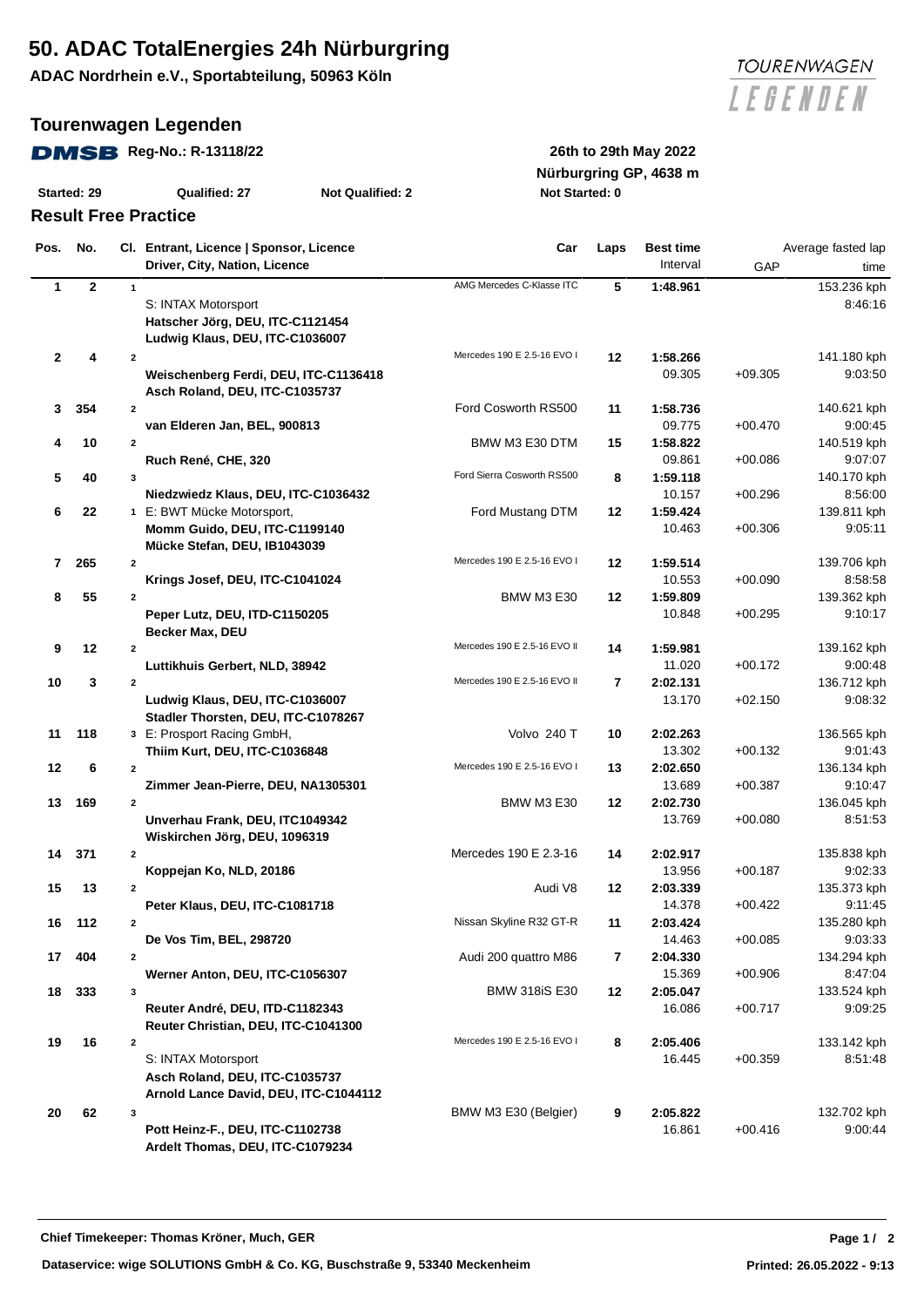# 50. ADAC TotalEnergies 24h Nürburgring

**ADAC Nordrhein e.V., Sportabteilung, 50963 Köln**

TOURENWAGEN LEGENDEN

## Tourenwagen Legenden

**DMSB Reg-No.: R-13118/22**

**26th to 29th May 2022**

**Nürburgring GP, 4638 m**

**Started: 29** | **Qualified: 27** | **Not Qualified: 2** | **Not Started: 0**

### Result Free Practice

| Pos. | No. | Cl. | Entrant, Licence \| Sponsor, Licence / Driver, City, Nation, Licence | Car | Laps | Best time / Interval | GAP | Average fasted lap / time |
|---|---|---|---|---|---|---|---|---|
| 1 | 2 | 1 | S: INTAX Motorsport<br>**Hatscher Jörg, DEU, ITC-C1121454**<br>**Ludwig Klaus, DEU, ITC-C1036007** | AMG Mercedes C-Klasse ITC | 5 | 1:48.961 | | 153.236 kph<br>8:46:16 |
| 2 | 4 | 2 | **Weischenberg Ferdi, DEU, ITC-C1136418**<br>**Asch Roland, DEU, ITC-C1035737** | Mercedes 190 E 2.5-16 EVO I | 12 | 1:58.266<br>09.305 | +09.305 | 141.180 kph<br>9:03:50 |
| 3 | 354 | 2 | **van Elderen Jan, BEL, 900813** | Ford Cosworth RS500 | 11 | 1:58.736<br>09.775 | +00.470 | 140.621 kph<br>9:00:45 |
| 4 | 10 | 2 | **Ruch René, CHE, 320** | BMW M3 E30 DTM | 15 | 1:58.822<br>09.861 | +00.086 | 140.519 kph<br>9:07:07 |
| 5 | 40 | 3 | **Niedzwiedz Klaus, DEU, ITC-C1036432** | Ford Sierra Cosworth RS500 | 8 | 1:59.118<br>10.157 | +00.296 | 140.170 kph<br>8:56:00 |
| 6 | 22 | 1 | E: BWT Mücke Motorsport,<br>**Momm Guido, DEU, ITC-C1199140**<br>**Mücke Stefan, DEU, IB1043039** | Ford Mustang DTM | 12 | 1:59.424<br>10.463 | +00.306 | 139.811 kph<br>9:05:11 |
| 7 | 265 | 2 | **Krings Josef, DEU, ITC-C1041024** | Mercedes 190 E 2.5-16 EVO I | 12 | 1:59.514<br>10.553 | +00.090 | 139.706 kph<br>8:58:58 |
| 8 | 55 | 2 | **Peper Lutz, DEU, ITD-C1150205**<br>**Becker Max, DEU** | BMW M3 E30 | 12 | 1:59.809<br>10.848 | +00.295 | 139.362 kph<br>9:10:17 |
| 9 | 12 | 2 | **Luttikhuis Gerbert, NLD, 38942** | Mercedes 190 E 2.5-16 EVO II | 14 | 1:59.981<br>11.020 | +00.172 | 139.162 kph<br>9:00:48 |
| 10 | 3 | 2 | **Ludwig Klaus, DEU, ITC-C1036007**<br>**Stadler Thorsten, DEU, ITC-C1078267** | Mercedes 190 E 2.5-16 EVO II | 7 | 2:02.131<br>13.170 | +02.150 | 136.712 kph<br>9:08:32 |
| 11 | 118 | 3 | E: Prosport Racing GmbH,<br>**Thiim Kurt, DEU, ITC-C1036848** | Volvo 240 T | 10 | 2:02.263<br>13.302 | +00.132 | 136.565 kph<br>9:01:43 |
| 12 | 6 | 2 | **Zimmer Jean-Pierre, DEU, NA1305301** | Mercedes 190 E 2.5-16 EVO I | 13 | 2:02.650<br>13.689 | +00.387 | 136.134 kph<br>9:10:47 |
| 13 | 169 | 2 | **Unverhau Frank, DEU, ITC1049342**<br>**Wiskirchen Jörg, DEU, 1096319** | BMW M3 E30 | 12 | 2:02.730<br>13.769 | +00.080 | 136.045 kph<br>8:51:53 |
| 14 | 371 | 2 | **Koppejan Ko, NLD, 20186** | Mercedes 190 E 2.3-16 | 14 | 2:02.917<br>13.956 | +00.187 | 135.838 kph<br>9:02:33 |
| 15 | 13 | 2 | **Peter Klaus, DEU, ITC-C1081718** | Audi V8 | 12 | 2:03.339<br>14.378 | +00.422 | 135.373 kph<br>9:11:45 |
| 16 | 112 | 2 | **De Vos Tim, BEL, 298720** | Nissan Skyline R32 GT-R | 11 | 2:03.424<br>14.463 | +00.085 | 135.280 kph<br>9:03:33 |
| 17 | 404 | 2 | **Werner Anton, DEU, ITC-C1056307** | Audi 200 quattro M86 | 7 | 2:04.330<br>15.369 | +00.906 | 134.294 kph<br>8:47:04 |
| 18 | 333 | 3 | **Reuter André, DEU, ITD-C1182343**<br>**Reuter Christian, DEU, ITC-C1041300** | BMW 318iS E30 | 12 | 2:05.047<br>16.086 | +00.717 | 133.524 kph<br>9:09:25 |
| 19 | 16 | 2 | S: INTAX Motorsport<br>**Asch Roland, DEU, ITC-C1035737**<br>**Arnold Lance David, DEU, ITC-C1044112** | Mercedes 190 E 2.5-16 EVO I | 8 | 2:05.406<br>16.445 | +00.359 | 133.142 kph<br>8:51:48 |
| 20 | 62 | 3 | **Pott Heinz-F., DEU, ITC-C1102738**<br>**Ardelt Thomas, DEU, ITC-C1079234** | BMW M3 E30 (Belgier) | 9 | 2:05.822<br>16.861 | +00.416 | 132.702 kph<br>9:00:44 |

**Chief Timekeeper: Thomas Kröner, Much, GER**

**Dataservice: wige SOLUTIONS GmbH & Co. KG, Buschstraße 9, 53340 Meckenheim**

**Printed: 26.05.2022 - 9:13**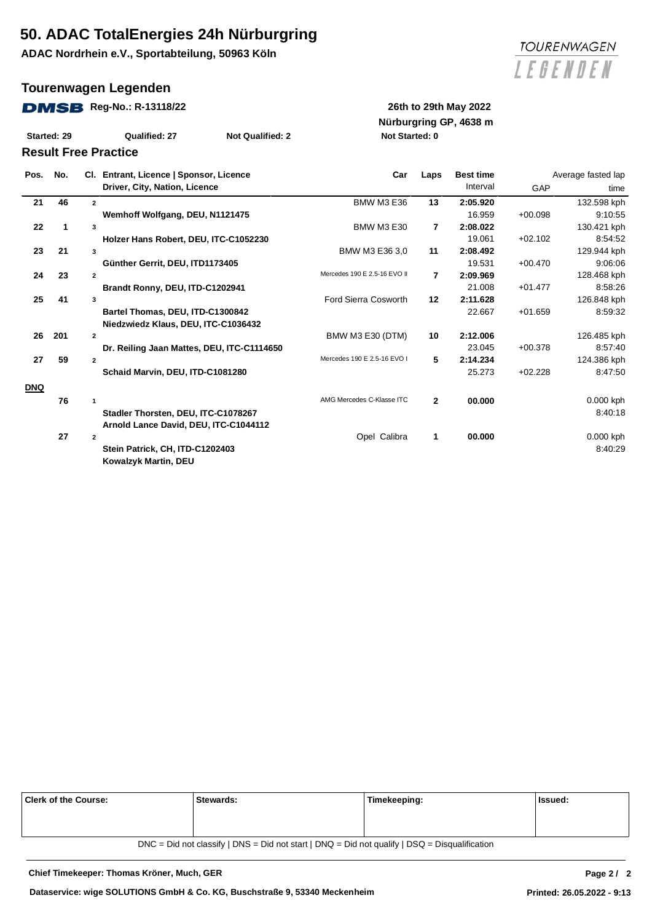# 50. ADAC TotalEnergies 24h Nürburgring

**ADAC Nordrhein e.V., Sportabteilung, 50963 Köln**

## Tourenwagen Legenden

**DMSB Reg-No.: R-13118/22**

**26th to 29th May 2022**

**Nürburgring GP, 4638 m**

**Started: 29** | **Qualified: 27** | **Not Qualified: 2** | **Not Started: 0**

### Result Free Practice

| Pos. | No. | Cl. | Entrant, Licence \| Sponsor, Licence / Driver, City, Nation, Licence | Car | Laps | Best time / Interval | GAP | Average fasted lap / time |
|---|---|---|---|---|---|---|---|---|
| 21 | 46 | 2 | | BMW M3 E36 | 13 | **2:05.920** | | 132.598 kph |
| | | | **Wemhoff Wolfgang, DEU, N1121475** | | | 16.959 | +00.098 | 9:10:55 |
| 22 | 1 | 3 | | BMW M3 E30 | 7 | **2:08.022** | | 130.421 kph |
| | | | **Holzer Hans Robert, DEU, ITC-C1052230** | | | 19.061 | +02.102 | 8:54:52 |
| 23 | 21 | 3 | | BMW M3 E36 3,0 | 11 | **2:08.492** | | 129.944 kph |
| | | | **Günther Gerrit, DEU, ITD1173405** | | | 19.531 | +00.470 | 9:06:06 |
| 24 | 23 | 2 | | Mercedes 190 E 2.5-16 EVO II | 7 | **2:09.969** | | 128.468 kph |
| | | | **Brandt Ronny, DEU, ITD-C1202941** | | | 21.008 | +01.477 | 8:58:26 |
| 25 | 41 | 3 | | Ford Sierra Cosworth | 12 | **2:11.628** | | 126.848 kph |
| | | | **Bartel Thomas, DEU, ITD-C1300842** | | | 22.667 | +01.659 | 8:59:32 |
| | | | **Niedzwiedz Klaus, DEU, ITC-C1036432** | | | | | |
| 26 | 201 | 2 | | BMW M3 E30 (DTM) | 10 | **2:12.006** | | 126.485 kph |
| | | | **Dr. Reiling Jaan Mattes, DEU, ITC-C1114650** | | | 23.045 | +00.378 | 8:57:40 |
| 27 | 59 | 2 | | Mercedes 190 E 2.5-16 EVO I | 5 | **2:14.234** | | 124.386 kph |
| | | | **Schaid Marvin, DEU, ITD-C1081280** | | | 25.273 | +02.228 | 8:47:50 |
| **DNQ** | | | | | | | | |
| | 76 | 1 | | AMG Mercedes C-Klasse ITC | 2 | **00.000** | | 0.000 kph |
| | | | **Stadler Thorsten, DEU, ITC-C1078267** | | | | | 8:40:18 |
| | | | **Arnold Lance David, DEU, ITC-C1044112** | | | | | |
| | 27 | 2 | | Opel Calibra | 1 | **00.000** | | 0.000 kph |
| | | | **Stein Patrick, CH, ITD-C1202403** | | | | | 8:40:29 |
| | | | **Kowalzyk Martin, DEU** | | | | | |

| Clerk of the Course: | Stewards: | Timekeeping: | Issued: |
|---|---|---|---|
| | | | |

DNC = Did not classify | DNS = Did not start | DNQ = Did not qualify | DSQ = Disqualification

**Chief Timekeeper: Thomas Kröner, Much, GER**

**Dataservice: wige SOLUTIONS GmbH & Co. KG, Buschstraße 9, 53340 Meckenheim**

**Printed: 26.05.2022 - 9:13**